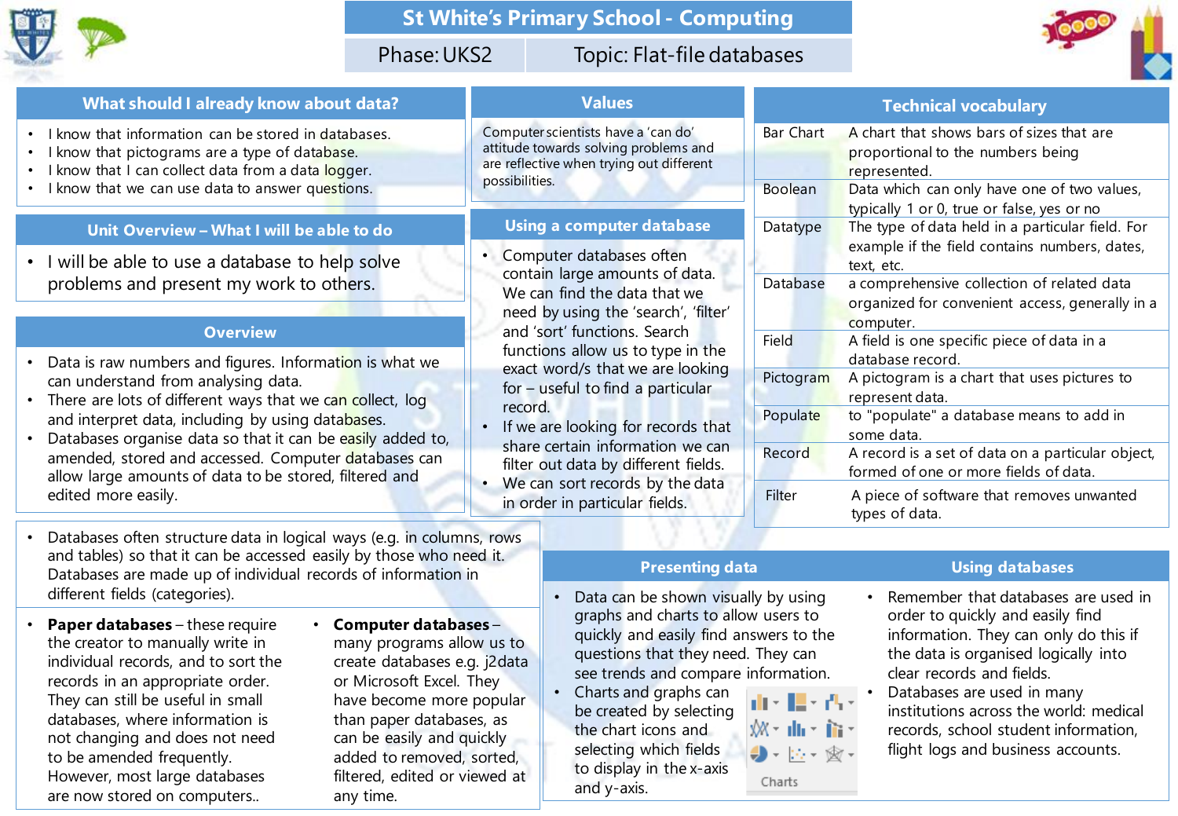# St White's Primary School - Computing

Phase: UKS2 | Topic: Flat-file databases

## What should I already know about data?

- I know that information can be stored in databases.
- I know that pictograms are a type of database.
- I know that I can collect data from a data logger.
- I know that we can use data to answer questions.

## Unit Overview – What I will be able to do

- I will be able to use a database to help solve problems and present my work to others.

## Overview

- Data is raw numbers and figures. Information is what we can understand from analysing data.
- There are lots of different ways that we can collect, log and interpret data, including by using databases.
- Databases organise data so that it can be easily added to, amended, stored and accessed. Computer databases can allow large amounts of data to be stored, filtered and edited more easily.

- Databases often structure data in logical ways (e.g. in columns, rows and tables) so that it can be accessed easily by those who need it. Databases are made up of individual records of information in different fields (categories).

- **Paper databases** – these require the creator to manually write in individual records, and to sort the records in an appropriate order. They can still be useful in small databases, where information is not changing and does not need to be amended frequently. However, most large databases are now stored on computers..

- **Computer databases** – many programs allow us to create databases e.g. j2data or Microsoft Excel. They have become more popular than paper databases, as can be easily and quickly added to removed, sorted, filtered, edited or viewed at any time.

## Values

Computer scientists have a 'can do' attitude towards solving problems and are reflective when trying out different possibilities.

## Using a computer database

- Computer databases often contain large amounts of data. We can find the data that we need by using the 'search', 'filter' and 'sort' functions. Search functions allow us to type in the exact word/s that we are looking for – useful to find a particular record.
- If we are looking for records that share certain information we can filter out data by different fields.
- We can sort records by the data in order in particular fields.

## Technical vocabulary

| | |
|---|---|
| Bar Chart | A chart that shows bars of sizes that are proportional to the numbers being represented. |
| Boolean | Data which can only have one of two values, typically 1 or 0, true or false, yes or no |
| Datatype | The type of data held in a particular field. For example if the field contains numbers, dates, text, etc. |
| Database | a comprehensive collection of related data organized for convenient access, generally in a computer. |
| Field | A field is one specific piece of data in a database record. |
| Pictogram | A pictogram is a chart that uses pictures to represent data. |
| Populate | to "populate" a database means to add in some data. |
| Record | A record is a set of data on a particular object, formed of one or more fields of data. |
| Filter | A piece of software that removes unwanted types of data. |

## Presenting data

- Data can be shown visually by using graphs and charts to allow users to quickly and easily find answers to the questions that they need. They can see trends and compare information.
- Charts and graphs can be created by selecting the chart icons and selecting which fields to display in the x-axis and y-axis.

Charts

## Using databases

- Remember that databases are used in order to quickly and easily find information. They can only do this if the data is organised logically into clear records and fields.
- Databases are used in many institutions across the world: medical records, school student information, flight logs and business accounts.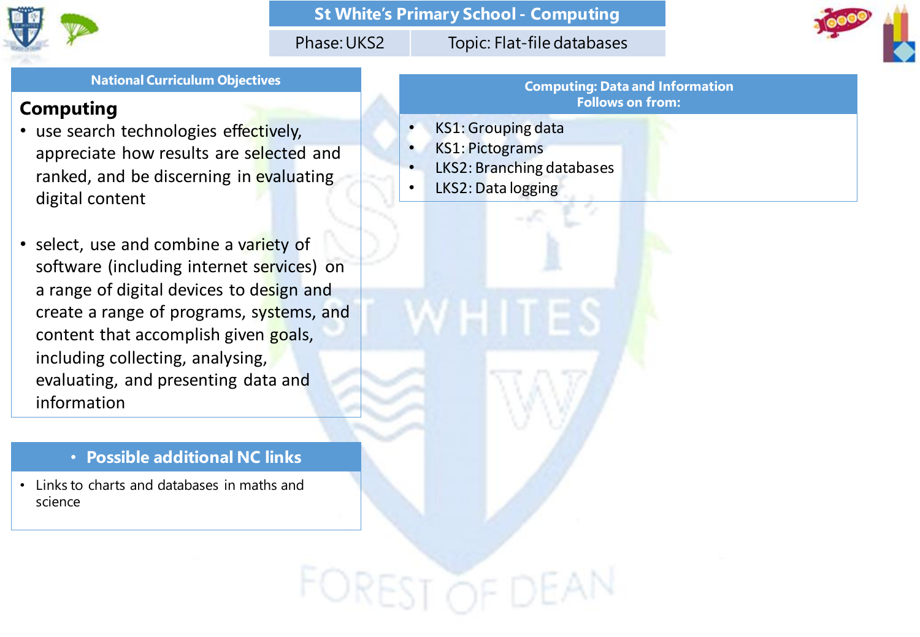# St White's Primary School - Computing

| Phase: UKS2 | Topic: Flat-file databases |
| --- | --- |

## National Curriculum Objectives

### Computing

- use search technologies effectively, appreciate how results are selected and ranked, and be discerning in evaluating digital content

- select, use and combine a variety of software (including internet services) on a range of digital devices to design and create a range of programs, systems, and content that accomplish given goals, including collecting, analysing, evaluating, and presenting data and information

## Possible additional NC links

- Links to charts and databases in maths and science

## Computing: Data and Information Follows on from:

- KS1: Grouping data
- KS1: Pictograms
- LKS2: Branching databases
- LKS2: Data logging